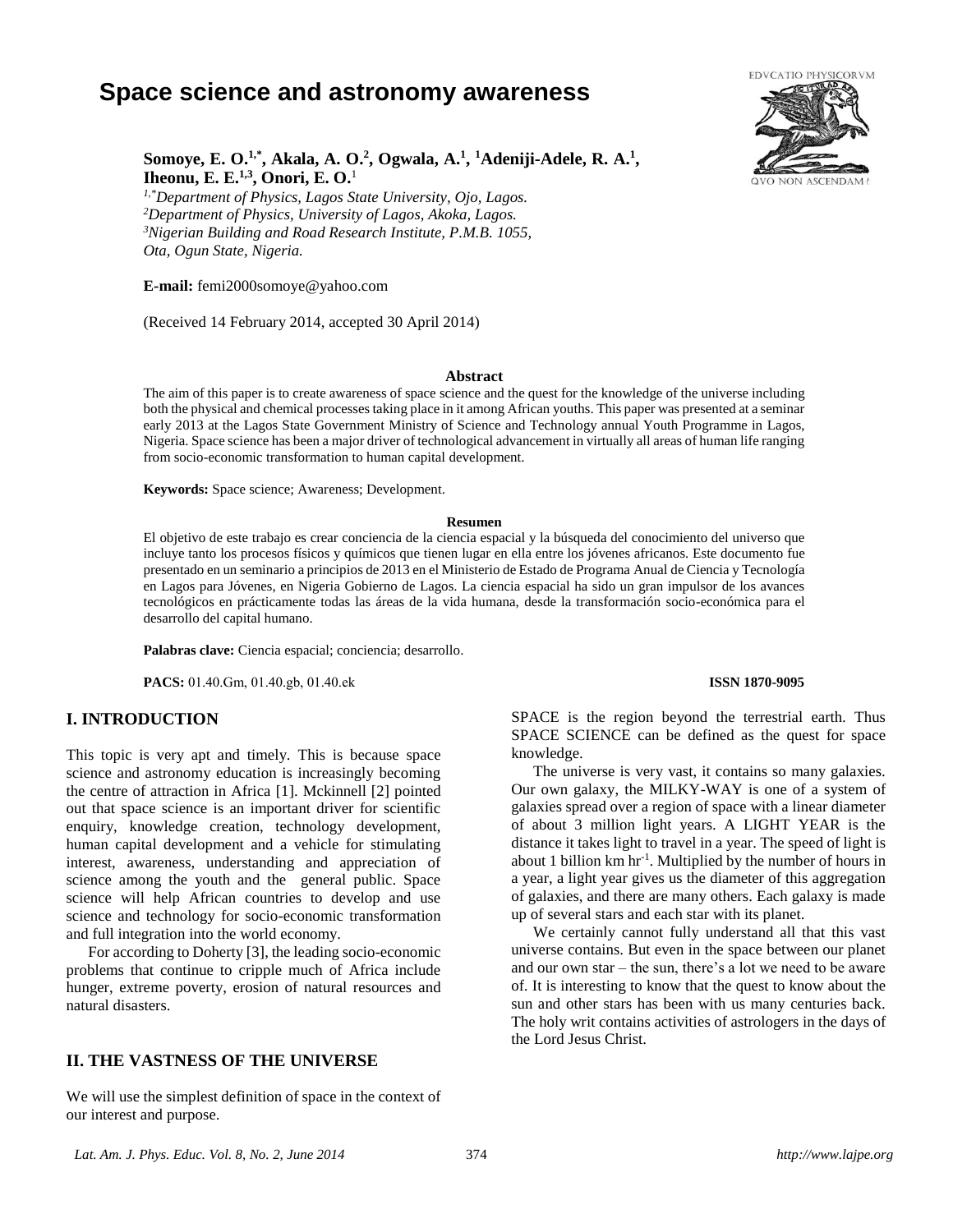# Space science and astronomy awareness

**Somoye, E. O.[1,*], Akala, A. O.[2], Ogwala, A.[1], [1]Adeniji-Adele, R. A.[1], Iheonu, E. E.[1,3], Onori, E. O.**[1]

*[1,*]Department of Physics, Lagos State University, Ojo, Lagos.*
*[2]Department of Physics, University of Lagos, Akoka, Lagos.*
*[3]Nigerian Building and Road Research Institute, P.M.B. 1055, Ota, Ogun State, Nigeria.*

**E-mail:** femi2000somoye@yahoo.com

(Received 14 February 2014, accepted 30 April 2014)

**Abstract**

The aim of this paper is to create awareness of space science and the quest for the knowledge of the universe including both the physical and chemical processes taking place in it among African youths. This paper was presented at a seminar early 2013 at the Lagos State Government Ministry of Science and Technology annual Youth Programme in Lagos, Nigeria. Space science has been a major driver of technological advancement in virtually all areas of human life ranging from socio-economic transformation to human capital development.

**Keywords:** Space science; Awareness; Development.

**Resumen**

El objetivo de este trabajo es crear conciencia de la ciencia espacial y la búsqueda del conocimiento del universo que incluye tanto los procesos físicos y químicos que tienen lugar en ella entre los jóvenes africanos. Este documento fue presentado en un seminario a principios de 2013 en el Ministerio de Estado de Programa Anual de Ciencia y Tecnología en Lagos para Jóvenes, en Nigeria Gobierno de Lagos. La ciencia espacial ha sido un gran impulsor de los avances tecnológicos en prácticamente todas las áreas de la vida humana, desde la transformación socio-económica para el desarrollo del capital humano.

**Palabras clave:** Ciencia espacial; conciencia; desarrollo.

**PACS:** 01.40.Gm, 01.40.gb, 01.40.ek **ISSN 1870-9095**

## I. INTRODUCTION

This topic is very apt and timely. This is because space science and astronomy education is increasingly becoming the centre of attraction in Africa [1]. Mckinnell [2] pointed out that space science is an important driver for scientific enquiry, knowledge creation, technology development, human capital development and a vehicle for stimulating interest, awareness, understanding and appreciation of science among the youth and the general public. Space science will help African countries to develop and use science and technology for socio-economic transformation and full integration into the world economy.

For according to Doherty [3], the leading socio-economic problems that continue to cripple much of Africa include hunger, extreme poverty, erosion of natural resources and natural disasters.

## II. THE VASTNESS OF THE UNIVERSE

We will use the simplest definition of space in the context of our interest and purpose.

SPACE is the region beyond the terrestrial earth. Thus SPACE SCIENCE can be defined as the quest for space knowledge.

The universe is very vast, it contains so many galaxies. Our own galaxy, the MILKY-WAY is one of a system of galaxies spread over a region of space with a linear diameter of about 3 million light years. A LIGHT YEAR is the distance it takes light to travel in a year. The speed of light is about 1 billion km $hr^{-1}$. Multiplied by the number of hours in a year, a light year gives us the diameter of this aggregation of galaxies, and there are many others. Each galaxy is made up of several stars and each star with its planet.

We certainly cannot fully understand all that this vast universe contains. But even in the space between our planet and our own star – the sun, there's a lot we need to be aware of. It is interesting to know that the quest to know about the sun and other stars has been with us many centuries back. The holy writ contains activities of astrologers in the days of the Lord Jesus Christ.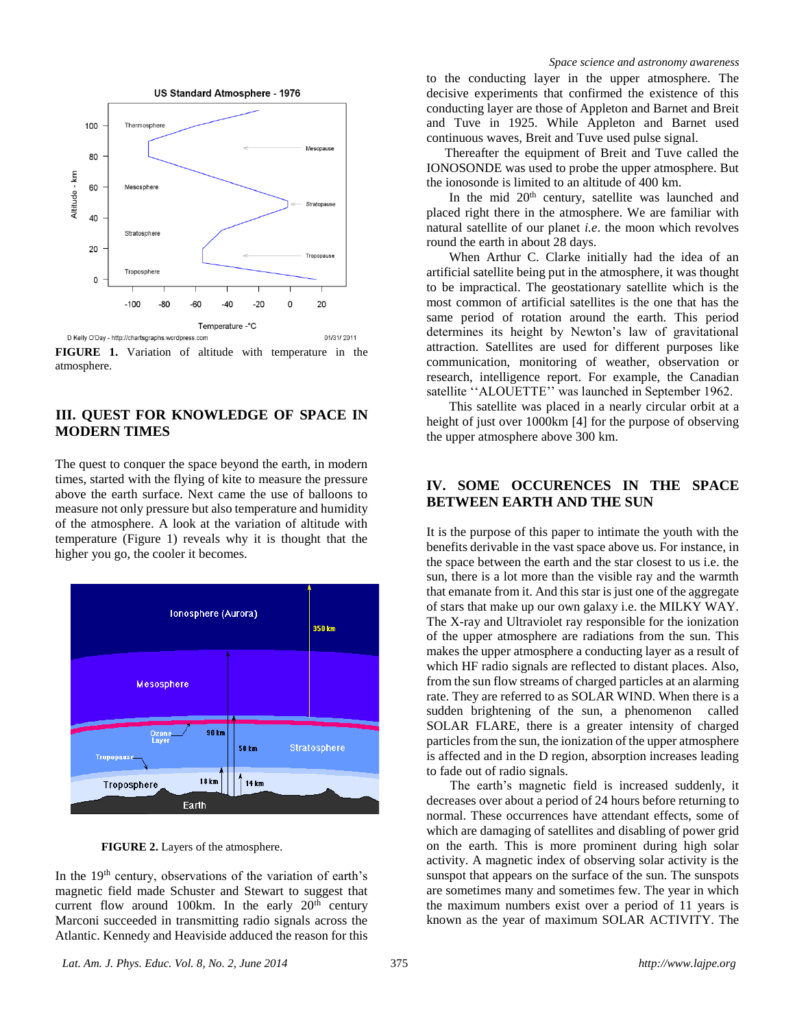FIGURE 1. Variation of altitude with temperature in the atmosphere.

## III. QUEST FOR KNOWLEDGE OF SPACE IN MODERN TIMES

The quest to conquer the space beyond the earth, in modern times, started with the flying of kite to measure the pressure above the earth surface. Next came the use of balloons to measure not only pressure but also temperature and humidity of the atmosphere. A look at the variation of altitude with temperature (Figure 1) reveals why it is thought that the higher you go, the cooler it becomes.

FIGURE 2. Layers of the atmosphere.

In the 19th century, observations of the variation of earth's magnetic field made Schuster and Stewart to suggest that current flow around 100km. In the early 20th century Marconi succeeded in transmitting radio signals across the Atlantic. Kennedy and Heaviside adduced the reason for this to the conducting layer in the upper atmosphere. The decisive experiments that confirmed the existence of this conducting layer are those of Appleton and Barnet and Breit and Tuve in 1925. While Appleton and Barnet used continuous waves, Breit and Tuve used pulse signal.

Thereafter the equipment of Breit and Tuve called the IONOSONDE was used to probe the upper atmosphere. But the ionosonde is limited to an altitude of 400 km.

In the mid 20th century, satellite was launched and placed right there in the atmosphere. We are familiar with natural satellite of our planet *i.e.* the moon which revolves round the earth in about 28 days.

When Arthur C. Clarke initially had the idea of an artificial satellite being put in the atmosphere, it was thought to be impractical. The geostationary satellite which is the most common of artificial satellites is the one that has the same period of rotation around the earth. This period determines its height by Newton's law of gravitational attraction. Satellites are used for different purposes like communication, monitoring of weather, observation or research, intelligence report. For example, the Canadian satellite ''ALOUETTE'' was launched in September 1962.

This satellite was placed in a nearly circular orbit at a height of just over 1000km [4] for the purpose of observing the upper atmosphere above 300 km.

## IV. SOME OCCURENCES IN THE SPACE BETWEEN EARTH AND THE SUN

It is the purpose of this paper to intimate the youth with the benefits derivable in the vast space above us. For instance, in the space between the earth and the star closest to us i.e. the sun, there is a lot more than the visible ray and the warmth that emanate from it. And this star is just one of the aggregate of stars that make up our own galaxy i.e. the MILKY WAY. The X-ray and Ultraviolet ray responsible for the ionization of the upper atmosphere are radiations from the sun. This makes the upper atmosphere a conducting layer as a result of which HF radio signals are reflected to distant places. Also, from the sun flow streams of charged particles at an alarming rate. They are referred to as SOLAR WIND. When there is a sudden brightening of the sun, a phenomenon called SOLAR FLARE, there is a greater intensity of charged particles from the sun, the ionization of the upper atmosphere is affected and in the D region, absorption increases leading to fade out of radio signals.

The earth's magnetic field is increased suddenly, it decreases over about a period of 24 hours before returning to normal. These occurrences have attendant effects, some of which are damaging of satellites and disabling of power grid on the earth. This is more prominent during high solar activity. A magnetic index of observing solar activity is the sunspot that appears on the surface of the sun. The sunspots are sometimes many and sometimes few. The year in which the maximum numbers exist over a period of 11 years is known as the year of maximum SOLAR ACTIVITY. The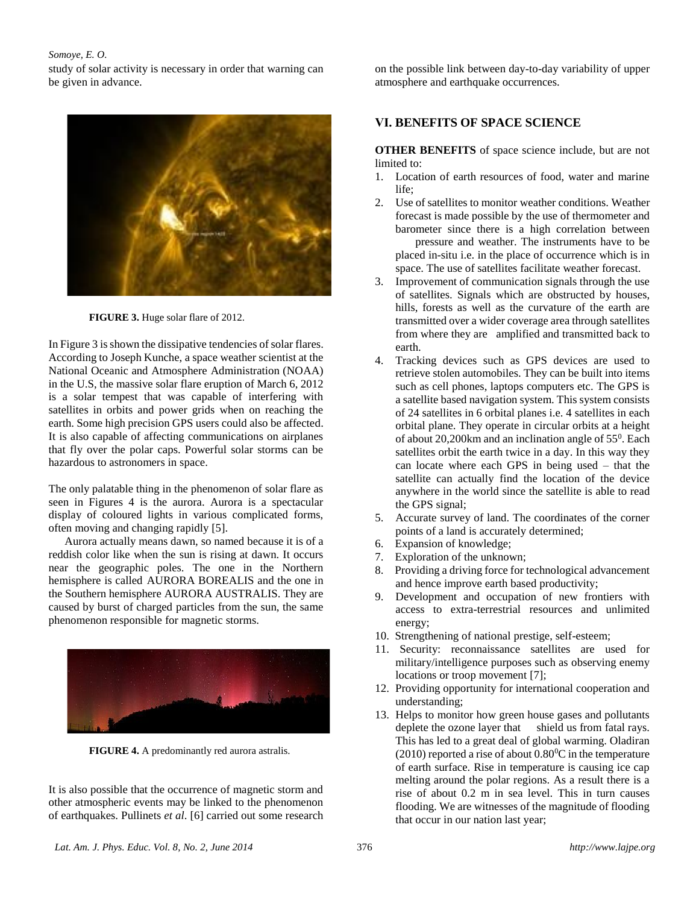study of solar activity is necessary in order that warning can be given in advance.

**FIGURE 3.** Huge solar flare of 2012.

In Figure 3 is shown the dissipative tendencies of solar flares. According to Joseph Kunche, a space weather scientist at the National Oceanic and Atmosphere Administration (NOAA) in the U.S, the massive solar flare eruption of March 6, 2012 is a solar tempest that was capable of interfering with satellites in orbits and power grids when on reaching the earth. Some high precision GPS users could also be affected. It is also capable of affecting communications on airplanes that fly over the polar caps. Powerful solar storms can be hazardous to astronomers in space.

The only palatable thing in the phenomenon of solar flare as seen in Figures 4 is the aurora. Aurora is a spectacular display of coloured lights in various complicated forms, often moving and changing rapidly [5].

Aurora actually means dawn, so named because it is of a reddish color like when the sun is rising at dawn. It occurs near the geographic poles. The one in the Northern hemisphere is called AURORA BOREALIS and the one in the Southern hemisphere AURORA AUSTRALIS. They are caused by burst of charged particles from the sun, the same phenomenon responsible for magnetic storms.

**FIGURE 4.** A predominantly red aurora astralis.

It is also possible that the occurrence of magnetic storm and other atmospheric events may be linked to the phenomenon of earthquakes. Pullinets *et al*. [6] carried out some research on the possible link between day-to-day variability of upper atmosphere and earthquake occurrences.

## VI. BENEFITS OF SPACE SCIENCE

**OTHER BENEFITS** of space science include, but are not limited to:

1. Location of earth resources of food, water and marine life;
2. Use of satellites to monitor weather conditions. Weather forecast is made possible by the use of thermometer and barometer since there is a high correlation between pressure and weather. The instruments have to be placed in-situ i.e. in the place of occurrence which is in space. The use of satellites facilitate weather forecast.
3. Improvement of communication signals through the use of satellites. Signals which are obstructed by houses, hills, forests as well as the curvature of the earth are transmitted over a wider coverage area through satellites from where they are amplified and transmitted back to earth.
4. Tracking devices such as GPS devices are used to retrieve stolen automobiles. They can be built into items such as cell phones, laptops computers etc. The GPS is a satellite based navigation system. This system consists of 24 satellites in 6 orbital planes i.e. 4 satellites in each orbital plane. They operate in circular orbits at a height of about 20,200km and an inclination angle of $55^0$. Each satellites orbit the earth twice in a day. In this way they can locate where each GPS in being used – that the satellite can actually find the location of the device anywhere in the world since the satellite is able to read the GPS signal;
5. Accurate survey of land. The coordinates of the corner points of a land is accurately determined;
6. Expansion of knowledge;
7. Exploration of the unknown;
8. Providing a driving force for technological advancement and hence improve earth based productivity;
9. Development and occupation of new frontiers with access to extra-terrestrial resources and unlimited energy;
10. Strengthening of national prestige, self-esteem;
11. Security: reconnaissance satellites are used for military/intelligence purposes such as observing enemy locations or troop movement [7];
12. Providing opportunity for international cooperation and understanding;
13. Helps to monitor how green house gases and pollutants deplete the ozone layer that shield us from fatal rays. This has led to a great deal of global warming. Oladiran (2010) reported a rise of about $0.80^0$C in the temperature of earth surface. Rise in temperature is causing ice cap melting around the polar regions. As a result there is a rise of about 0.2 m in sea level. This in turn causes flooding. We are witnesses of the magnitude of flooding that occur in our nation last year;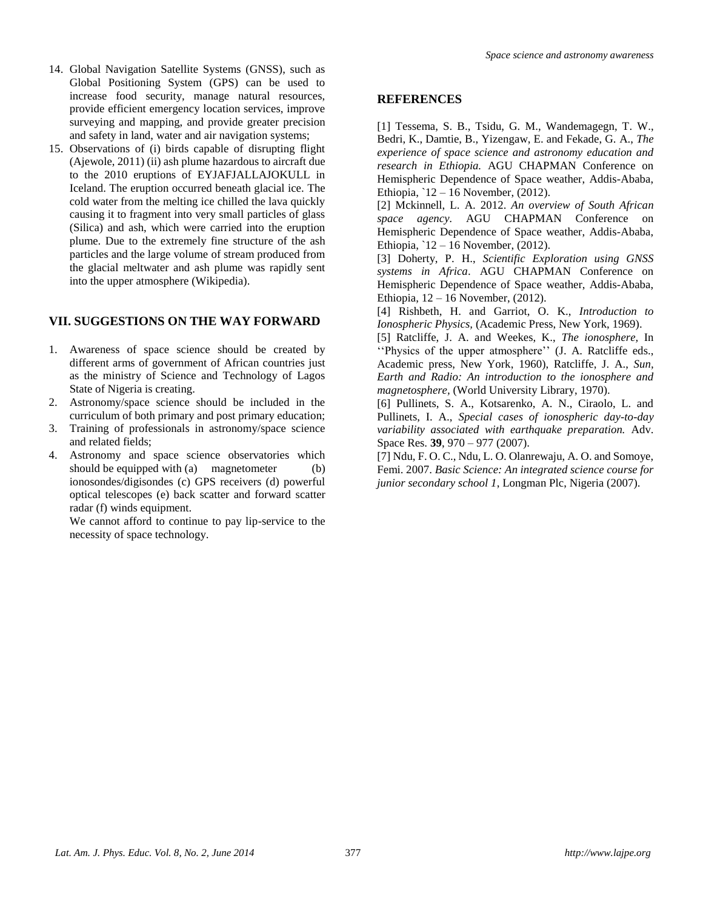14. Global Navigation Satellite Systems (GNSS), such as Global Positioning System (GPS) can be used to increase food security, manage natural resources, provide efficient emergency location services, improve surveying and mapping, and provide greater precision and safety in land, water and air navigation systems;
15. Observations of (i) birds capable of disrupting flight (Ajewole, 2011) (ii) ash plume hazardous to aircraft due to the 2010 eruptions of EYJAFJALLAJOKULL in Iceland. The eruption occurred beneath glacial ice. The cold water from the melting ice chilled the lava quickly causing it to fragment into very small particles of glass (Silica) and ash, which were carried into the eruption plume. Due to the extremely fine structure of the ash particles and the large volume of stream produced from the glacial meltwater and ash plume was rapidly sent into the upper atmosphere (Wikipedia).

## VII. SUGGESTIONS ON THE WAY FORWARD

1. Awareness of space science should be created by different arms of government of African countries just as the ministry of Science and Technology of Lagos State of Nigeria is creating.
2. Astronomy/space science should be included in the curriculum of both primary and post primary education;
3. Training of professionals in astronomy/space science and related fields;
4. Astronomy and space science observatories which should be equipped with (a) magnetometer (b) ionosondes/digisondes (c) GPS receivers (d) powerful optical telescopes (e) back scatter and forward scatter radar (f) winds equipment.

   We cannot afford to continue to pay lip-service to the necessity of space technology.

## REFERENCES

[1] Tessema, S. B., Tsidu, G. M., Wandemagegn, T. W., Bedri, K., Damtie, B., Yizengaw, E. and Fekade, G. A., *The experience of space science and astronomy education and research in Ethiopia.* AGU CHAPMAN Conference on Hemispheric Dependence of Space weather, Addis-Ababa, Ethiopia, `12 – 16 November, (2012).

[2] Mckinnell, L. A. 2012. *An overview of South African space agency*. AGU CHAPMAN Conference on Hemispheric Dependence of Space weather, Addis-Ababa, Ethiopia, `12 – 16 November, (2012).

[3] Doherty, P. H., *Scientific Exploration using GNSS systems in Africa*. AGU CHAPMAN Conference on Hemispheric Dependence of Space weather, Addis-Ababa, Ethiopia, 12 – 16 November, (2012).

[4] Rishbeth, H. and Garriot, O. K., *Introduction to Ionospheric Physics*, (Academic Press, New York, 1969).

[5] Ratcliffe, J. A. and Weekes, K., *The ionosphere*, In ''Physics of the upper atmosphere'' (J. A. Ratcliffe eds., Academic press, New York, 1960), Ratcliffe, J. A., *Sun, Earth and Radio: An introduction to the ionosphere and magnetosphere*, (World University Library, 1970).

[6] Pullinets, S. A., Kotsarenko, A. N., Ciraolo, L. and Pullinets, I. A., *Special cases of ionospheric day-to-day variability associated with earthquake preparation.* Adv. Space Res. **39**, 970 – 977 (2007).

[7] Ndu, F. O. C., Ndu, L. O. Olanrewaju, A. O. and Somoye, Femi. 2007. *Basic Science: An integrated science course for junior secondary school 1*, Longman Plc, Nigeria (2007).